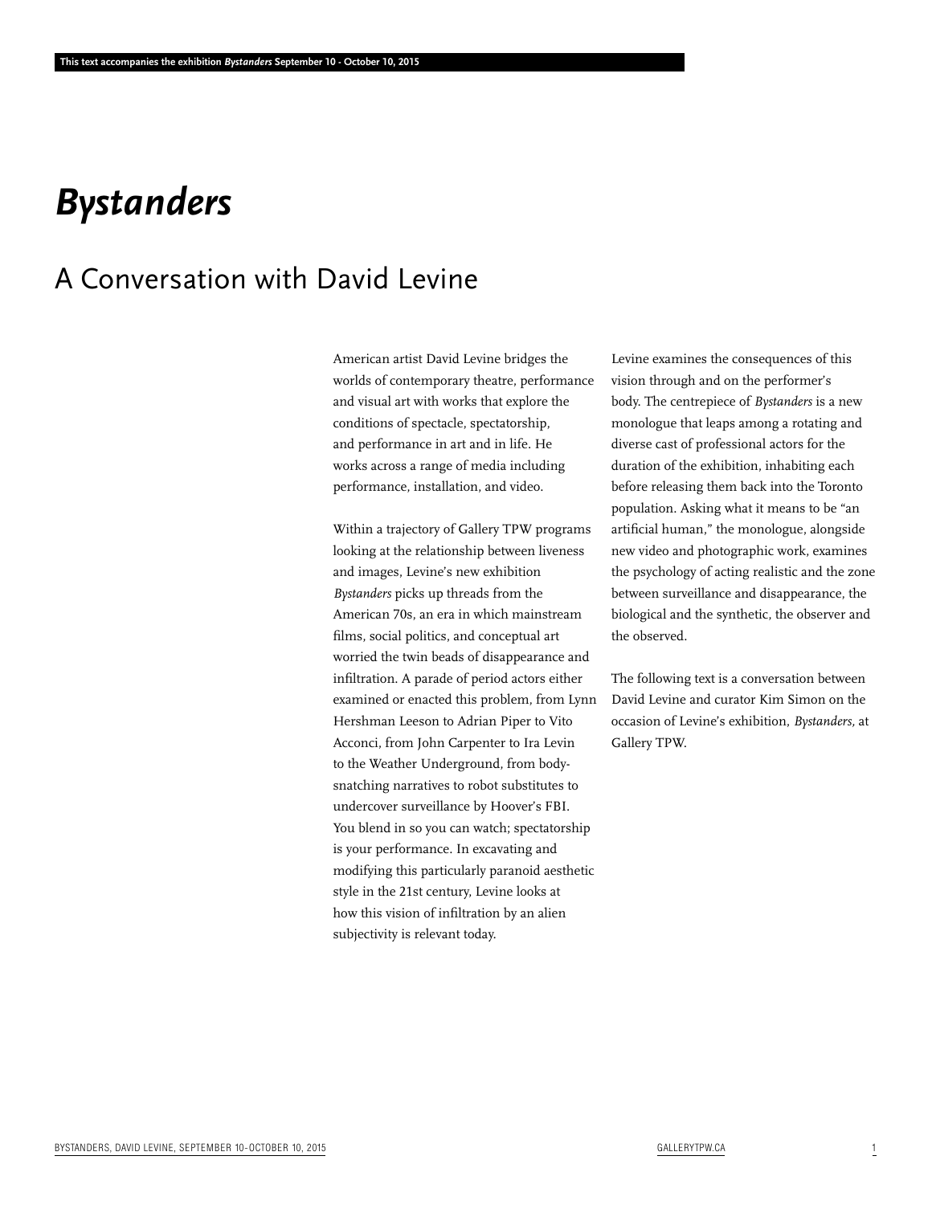This text accompanies the exhibition *Bystanders* September 10 - October 10, 2015

# *Bystanders*

## A Conversation with David Levine

American artist David Levine bridges the worlds of contemporary theatre, performance and visual art with works that explore the conditions of spectacle, spectatorship, and performance in art and in life. He works across a range of media including performance, installation, and video.

Within a trajectory of Gallery TPW programs looking at the relationship between liveness and images, Levine's new exhibition *Bystanders* picks up threads from the American 70s, an era in which mainstream films, social politics, and conceptual art worried the twin beads of disappearance and infiltration. A parade of period actors either examined or enacted this problem, from Lynn Hershman Leeson to Adrian Piper to Vito Acconci, from John Carpenter to Ira Levin to the Weather Underground, from body-snatching narratives to robot substitutes to undercover surveillance by Hoover's FBI. You blend in so you can watch; spectatorship is your performance. In excavating and modifying this particularly paranoid aesthetic style in the 21st century, Levine looks at how this vision of infiltration by an alien subjectivity is relevant today.

Levine examines the consequences of this vision through and on the performer's body. The centrepiece of *Bystanders* is a new monologue that leaps among a rotating and diverse cast of professional actors for the duration of the exhibition, inhabiting each before releasing them back into the Toronto population. Asking what it means to be "an artificial human," the monologue, alongside new video and photographic work, examines the psychology of acting realistic and the zone between surveillance and disappearance, the biological and the synthetic, the observer and the observed.

The following text is a conversation between David Levine and curator Kim Simon on the occasion of Levine's exhibition, *Bystanders,* at Gallery TPW.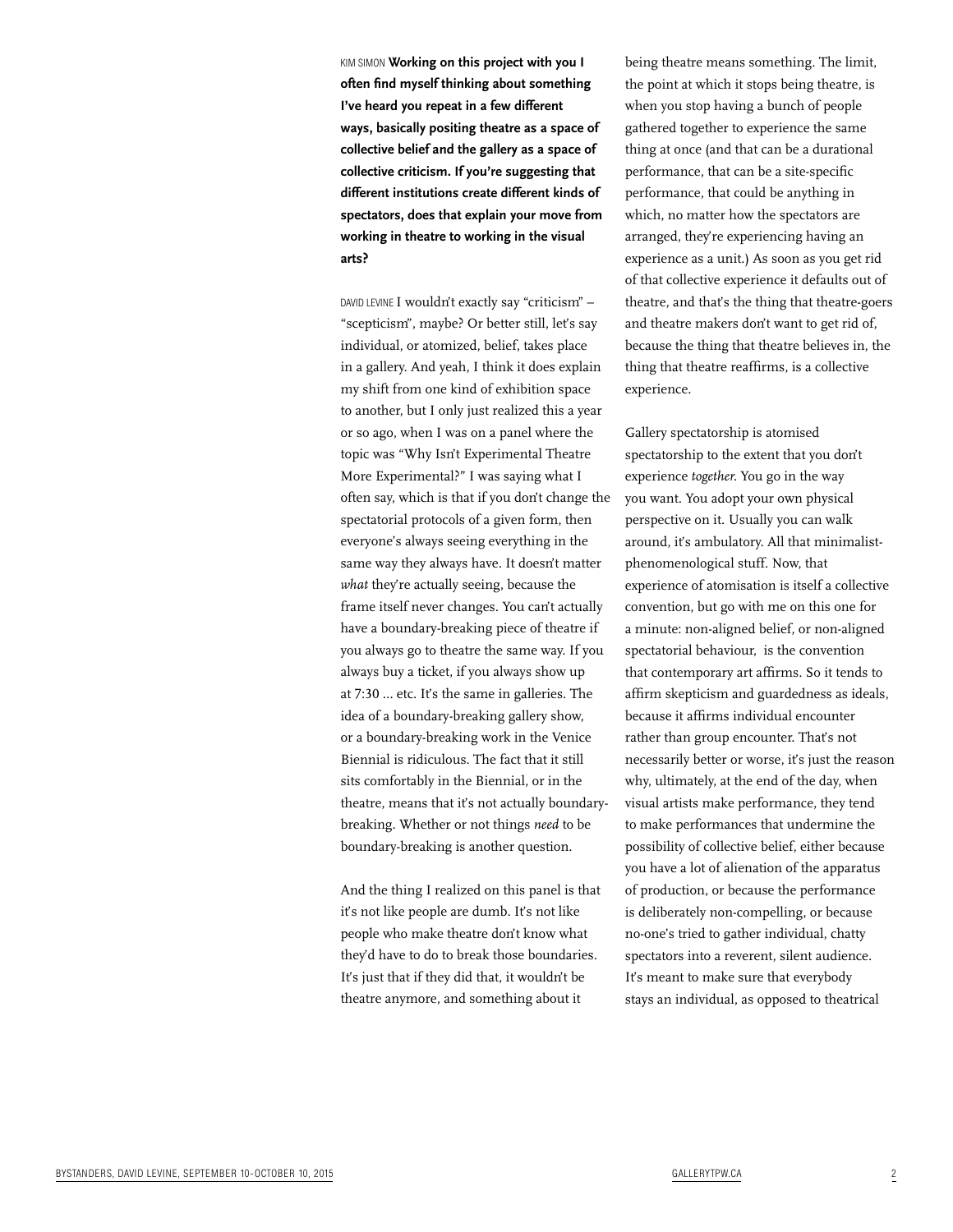KIM SIMON **Working on this project with you I often find myself thinking about something I've heard you repeat in a few different ways, basically positing theatre as a space of collective belief and the gallery as a space of collective criticism. If you're suggesting that different institutions create different kinds of spectators, does that explain your move from working in theatre to working in the visual arts?**

DAVID LEVINE I wouldn't exactly say "criticism" – "scepticism", maybe? Or better still, let's say individual, or atomized, belief, takes place in a gallery. And yeah, I think it does explain my shift from one kind of exhibition space to another, but I only just realized this a year or so ago, when I was on a panel where the topic was "Why Isn't Experimental Theatre More Experimental?" I was saying what I often say, which is that if you don't change the spectatorial protocols of a given form, then everyone's always seeing everything in the same way they always have. It doesn't matter *what* they're actually seeing, because the frame itself never changes. You can't actually have a boundary-breaking piece of theatre if you always go to theatre the same way. If you always buy a ticket, if you always show up at 7:30 ... etc. It's the same in galleries. The idea of a boundary-breaking gallery show, or a boundary-breaking work in the Venice Biennial is ridiculous. The fact that it still sits comfortably in the Biennial, or in the theatre, means that it's not actually boundary-breaking. Whether or not things *need* to be boundary-breaking is another question.

And the thing I realized on this panel is that it's not like people are dumb. It's not like people who make theatre don't know what they'd have to do to break those boundaries. It's just that if they did that, it wouldn't be theatre anymore, and something about it being theatre means something. The limit, the point at which it stops being theatre, is when you stop having a bunch of people gathered together to experience the same thing at once (and that can be a durational performance, that can be a site-specific performance, that could be anything in which, no matter how the spectators are arranged, they're experiencing having an experience as a unit.) As soon as you get rid of that collective experience it defaults out of theatre, and that's the thing that theatre-goers and theatre makers don't want to get rid of, because the thing that theatre believes in, the thing that theatre reaffirms, is a collective experience.

Gallery spectatorship is atomised spectatorship to the extent that you don't experience *together*. You go in the way you want. You adopt your own physical perspective on it. Usually you can walk around, it's ambulatory. All that minimalist-phenomenological stuff. Now, that experience of atomisation is itself a collective convention, but go with me on this one for a minute: non-aligned belief, or non-aligned spectatorial behaviour, is the convention that contemporary art affirms. So it tends to affirm skepticism and guardedness as ideals, because it affirms individual encounter rather than group encounter. That's not necessarily better or worse, it's just the reason why, ultimately, at the end of the day, when visual artists make performance, they tend to make performances that undermine the possibility of collective belief, either because you have a lot of alienation of the apparatus of production, or because the performance is deliberately non-compelling, or because no-one's tried to gather individual, chatty spectators into a reverent, silent audience. It's meant to make sure that everybody stays an individual, as opposed to theatrical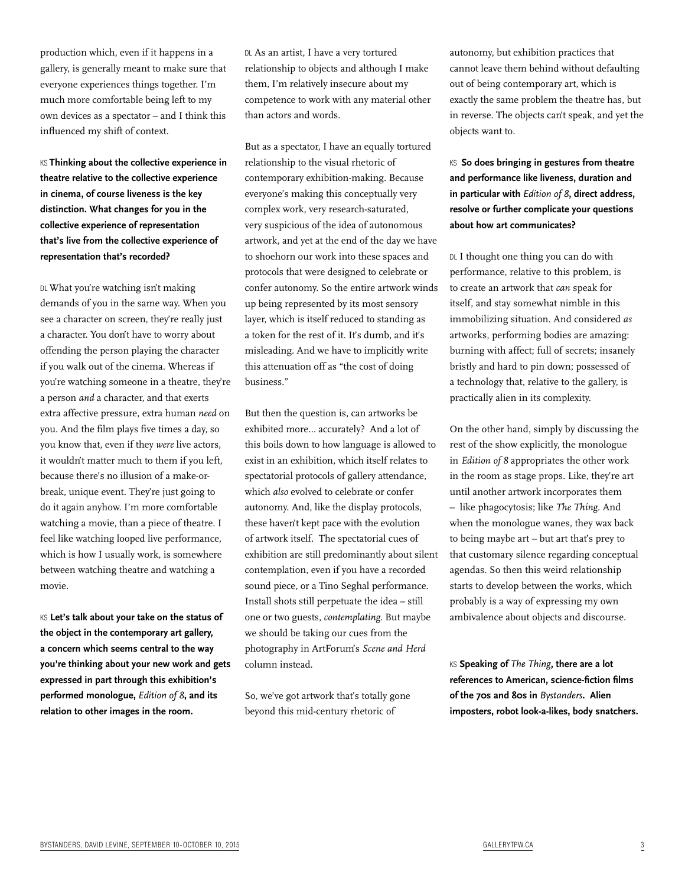production which, even if it happens in a gallery, is generally meant to make sure that everyone experiences things together. I'm much more comfortable being left to my own devices as a spectator – and I think this influenced my shift of context.

KS **Thinking about the collective experience in theatre relative to the collective experience in cinema, of course liveness is the key distinction. What changes for you in the collective experience of representation that's live from the collective experience of representation that's recorded?**

DL What you're watching isn't making demands of you in the same way. When you see a character on screen, they're really just a character. You don't have to worry about offending the person playing the character if you walk out of the cinema. Whereas if you're watching someone in a theatre, they're a person *and* a character, and that exerts extra affective pressure, extra human *need* on you. And the film plays five times a day, so you know that, even if they *were* live actors, it wouldn't matter much to them if you left, because there's no illusion of a make-or-break, unique event. They're just going to do it again anyhow. I'm more comfortable watching a movie, than a piece of theatre. I feel like watching looped live performance, which is how I usually work, is somewhere between watching theatre and watching a movie.

KS **Let's talk about your take on the status of the object in the contemporary art gallery, a concern which seems central to the way you're thinking about your new work and gets expressed in part through this exhibition's performed monologue, *Edition of 8*, and its relation to other images in the room.**

DL As an artist, I have a very tortured relationship to objects and although I make them, I'm relatively insecure about my competence to work with any material other than actors and words.

But as a spectator, I have an equally tortured relationship to the visual rhetoric of contemporary exhibition-making. Because everyone's making this conceptually very complex work, very research-saturated, very suspicious of the idea of autonomous artwork, and yet at the end of the day we have to shoehorn our work into these spaces and protocols that were designed to celebrate or confer autonomy. So the entire artwork winds up being represented by its most sensory layer, which is itself reduced to standing as a token for the rest of it. It's dumb, and it's misleading. And we have to implicitly write this attenuation off as "the cost of doing business."

But then the question is, can artworks be exhibited more... accurately? And a lot of this boils down to how language is allowed to exist in an exhibition, which itself relates to spectatorial protocols of gallery attendance, which *also* evolved to celebrate or confer autonomy. And, like the display protocols, these haven't kept pace with the evolution of artwork itself. The spectatorial cues of exhibition are still predominantly about silent contemplation, even if you have a recorded sound piece, or a Tino Seghal performance. Install shots still perpetuate the idea – still one or two guests, *contemplating*. But maybe we should be taking our cues from the photography in ArtForum's *Scene and Herd* column instead.

So, we've got artwork that's totally gone beyond this mid-century rhetoric of autonomy, but exhibition practices that cannot leave them behind without defaulting out of being contemporary art, which is exactly the same problem the theatre has, but in reverse. The objects can't speak, and yet the objects want to.

KS **So does bringing in gestures from theatre and performance like liveness, duration and in particular with *Edition of 8*, direct address, resolve or further complicate your questions about how art communicates?**

DL I thought one thing you can do with performance, relative to this problem, is to create an artwork that *can* speak for itself, and stay somewhat nimble in this immobilizing situation. And considered *as* artworks, performing bodies are amazing: burning with affect; full of secrets; insanely bristly and hard to pin down; possessed of a technology that, relative to the gallery, is practically alien in its complexity.

On the other hand, simply by discussing the rest of the show explicitly, the monologue in *Edition of 8* appropriates the other work in the room as stage props. Like, they're art until another artwork incorporates them – like phagocytosis; like *The Thing*. And when the monologue wanes, they wax back to being maybe art – but art that's prey to that customary silence regarding conceptual agendas. So then this weird relationship starts to develop between the works, which probably is a way of expressing my own ambivalence about objects and discourse.

KS **Speaking of *The Thing*, there are a lot references to American, science-fiction films of the 70s and 80s in *Bystanders*. Alien imposters, robot look-a-likes, body snatchers.**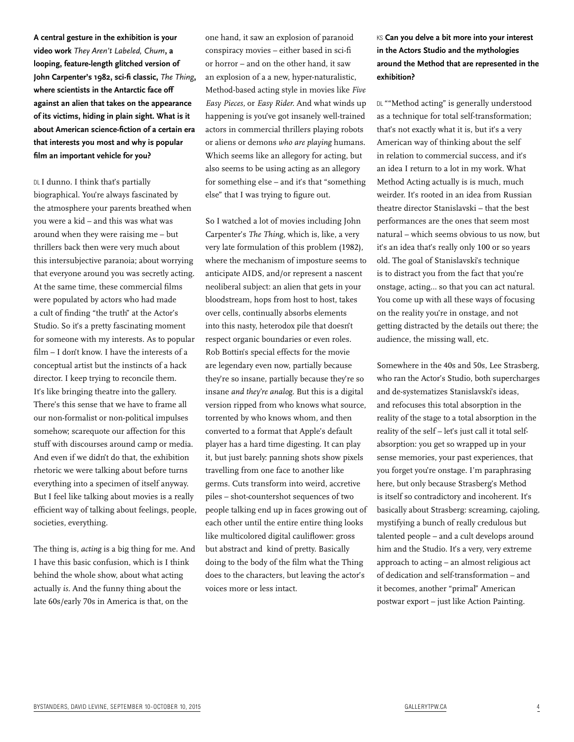**A central gesture in the exhibition is your video work *They Aren't Labeled, Chum*, a looping, feature-length glitched version of John Carpenter's 1982, sci-fi classic, *The Thing*, where scientists in the Antarctic face off against an alien that takes on the appearance of its victims, hiding in plain sight. What is it about American science-fiction of a certain era that interests you most and why is popular film an important vehicle for you?**

DL I dunno. I think that's partially biographical. You're always fascinated by the atmosphere your parents breathed when you were a kid – and this was what was around when they were raising me – but thrillers back then were very much about this intersubjective paranoia; about worrying that everyone around you was secretly acting. At the same time, these commercial films were populated by actors who had made a cult of finding "the truth" at the Actor's Studio. So it's a pretty fascinating moment for someone with my interests. As to popular film – I don't know. I have the interests of a conceptual artist but the instincts of a hack director. I keep trying to reconcile them. It's like bringing theatre into the gallery. There's this sense that we have to frame all our non-formalist or non-political impulses somehow; scarequote our affection for this stuff with discourses around camp or media. And even if we didn't do that, the exhibition rhetoric we were talking about before turns everything into a specimen of itself anyway. But I feel like talking about movies is a really efficient way of talking about feelings, people, societies, everything.

The thing is, *acting* is a big thing for me. And I have this basic confusion, which is I think behind the whole show, about what acting actually *is*. And the funny thing about the late 60s/early 70s in America is that, on the one hand, it saw an explosion of paranoid conspiracy movies – either based in sci-fi or horror – and on the other hand, it saw an explosion of a a new, hyper-naturalistic, Method-based acting style in movies like *Five Easy Pieces*, or *Easy Rider*. And what winds up happening is you've got insanely well-trained actors in commercial thrillers playing robots or aliens or demons *who are playing* humans. Which seems like an allegory for acting, but also seems to be using acting as an allegory for something else – and it's that "something else" that I was trying to figure out.

So I watched a lot of movies including John Carpenter's *The Thing*, which is, like, a very very late formulation of this problem (1982), where the mechanism of imposture seems to anticipate AIDS, and/or represent a nascent neoliberal subject: an alien that gets in your bloodstream, hops from host to host, takes over cells, continually absorbs elements into this nasty, heterodox pile that doesn't respect organic boundaries or even roles. Rob Bottin's special effects for the movie are legendary even now, partially because they're so insane, partially because they're so insane *and they're analog*. But this is a digital version ripped from who knows what source, torrented by who knows whom, and then converted to a format that Apple's default player has a hard time digesting. It can play it, but just barely: panning shots show pixels travelling from one face to another like germs. Cuts transform into weird, accretive piles – shot-countershot sequences of two people talking end up in faces growing out of each other until the entire entire thing looks like multicolored digital cauliflower: gross but abstract and kind of pretty. Basically doing to the body of the film what the Thing does to the characters, but leaving the actor's voices more or less intact.

KS **Can you delve a bit more into your interest in the Actors Studio and the mythologies around the Method that are represented in the exhibition?**

DL ""Method acting" is generally understood as a technique for total self-transformation; that's not exactly what it is, but it's a very American way of thinking about the self in relation to commercial success, and it's an idea I return to a lot in my work. What Method Acting actually is is much, much weirder. It's rooted in an idea from Russian theatre director Stanislavski – that the best performances are the ones that seem most natural – which seems obvious to us now, but it's an idea that's really only 100 or so years old. The goal of Stanislavski's technique is to distract you from the fact that you're onstage, acting... so that you can act natural. You come up with all these ways of focusing on the reality you're in onstage, and not getting distracted by the details out there; the audience, the missing wall, etc.

Somewhere in the 40s and 50s, Lee Strasberg, who ran the Actor's Studio, both supercharges and de-systematizes Stanislavski's ideas, and refocuses this total absorption in the reality of the stage to a total absorption in the reality of the self – let's just call it total self-absorption: you get so wrapped up in your sense memories, your past experiences, that you forget you're onstage. I'm paraphrasing here, but only because Strasberg's Method is itself so contradictory and incoherent. It's basically about Strasberg: screaming, cajoling, mystifying a bunch of really credulous but talented people – and a cult develops around him and the Studio. It's a very, very extreme approach to acting – an almost religious act of dedication and self-transformation – and it becomes, another "primal" American postwar export – just like Action Painting.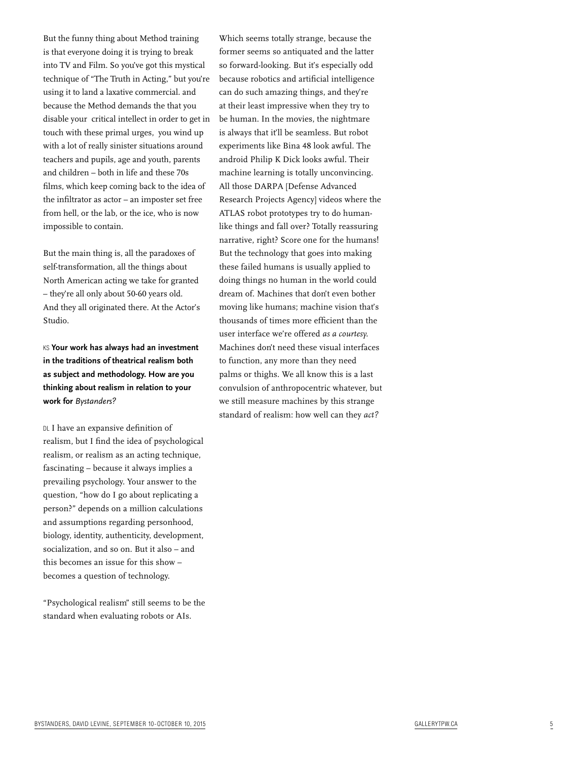But the funny thing about Method training is that everyone doing it is trying to break into TV and Film. So you've got this mystical technique of "The Truth in Acting," but you're using it to land a laxative commercial. and because the Method demands the that you disable your critical intellect in order to get in touch with these primal urges, you wind up with a lot of really sinister situations around teachers and pupils, age and youth, parents and children – both in life and these 70s films, which keep coming back to the idea of the infiltrator as actor – an imposter set free from hell, or the lab, or the ice, who is now impossible to contain.

But the main thing is, all the paradoxes of self-transformation, all the things about North American acting we take for granted – they're all only about 50-60 years old. And they all originated there. At the Actor's Studio.

KS **Your work has always had an investment in the traditions of theatrical realism both as subject and methodology. How are you thinking about realism in relation to your work for *Bystanders*?**

DL I have an expansive definition of realism, but I find the idea of psychological realism, or realism as an acting technique, fascinating – because it always implies a prevailing psychology. Your answer to the question, "how do I go about replicating a person?" depends on a million calculations and assumptions regarding personhood, biology, identity, authenticity, development, socialization, and so on. But it also – and this becomes an issue for this show – becomes a question of technology.

"Psychological realism" still seems to be the standard when evaluating robots or AIs. Which seems totally strange, because the former seems so antiquated and the latter so forward-looking. But it's especially odd because robotics and artificial intelligence can do such amazing things, and they're at their least impressive when they try to be human. In the movies, the nightmare is always that it'll be seamless. But robot experiments like Bina 48 look awful. The android Philip K Dick looks awful. Their machine learning is totally unconvincing. All those DARPA [Defense Advanced Research Projects Agency] videos where the ATLAS robot prototypes try to do human-like things and fall over? Totally reassuring narrative, right? Score one for the humans! But the technology that goes into making these failed humans is usually applied to doing things no human in the world could dream of. Machines that don't even bother moving like humans; machine vision that's thousands of times more efficient than the user interface we're offered *as a courtesy*. Machines don't need these visual interfaces to function, any more than they need palms or thighs. We all know this is a last convulsion of anthropocentric whatever, but we still measure machines by this strange standard of realism: how well can they *act*?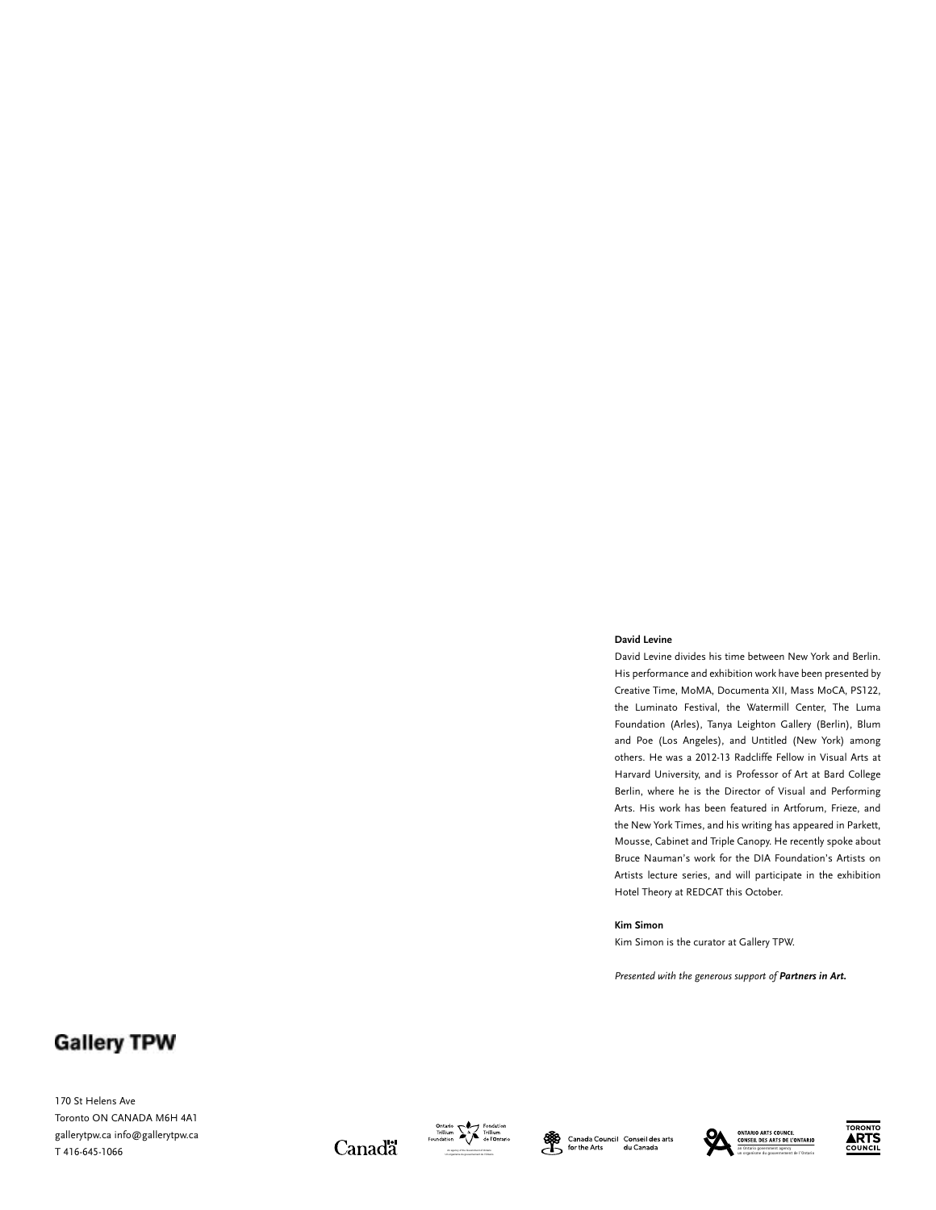**David Levine**

David Levine divides his time between New York and Berlin. His performance and exhibition work have been presented by Creative Time, MoMA, Documenta XII, Mass MoCA, PS122, the Luminato Festival, the Watermill Center, The Luma Foundation (Arles), Tanya Leighton Gallery (Berlin), Blum and Poe (Los Angeles), and Untitled (New York) among others. He was a 2012-13 Radcliffe Fellow in Visual Arts at Harvard University, and is Professor of Art at Bard College Berlin, where he is the Director of Visual and Performing Arts. His work has been featured in Artforum, Frieze, and the New York Times, and his writing has appeared in Parkett, Mousse, Cabinet and Triple Canopy. He recently spoke about Bruce Nauman's work for the DIA Foundation's Artists on Artists lecture series, and will participate in the exhibition Hotel Theory at REDCAT this October.

**Kim Simon**

Kim Simon is the curator at Gallery TPW.

*Presented with the generous support of* ***Partners in Art.***

**Gallery TPW**

170 St Helens Ave
Toronto ON CANADA M6H 4A1
gallerytpw.ca info@gallerytpw.ca
T 416-645-1066

Canada

Ontario Trillium Foundation / Fondation Trillium de l'Ontario

Canada Council for the Arts / Conseil des arts du Canada

Ontario Arts Council / Conseil des arts de l'Ontario

Toronto Arts Council